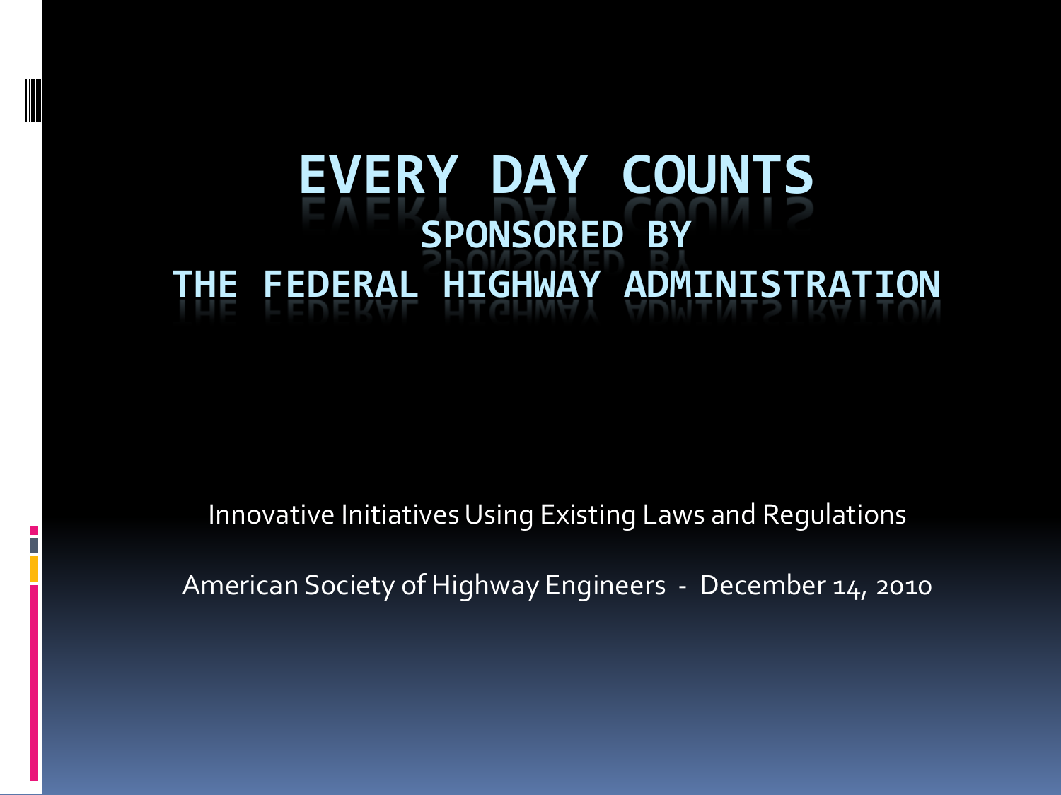# EVERY DAY COUNTS

## SPONSORED BY THE FEDERAL HIGHWAY ADMINISTRATION

Innovative Initiatives Using Existing Laws and Regulations

American Society of Highway Engineers - December 14, 2010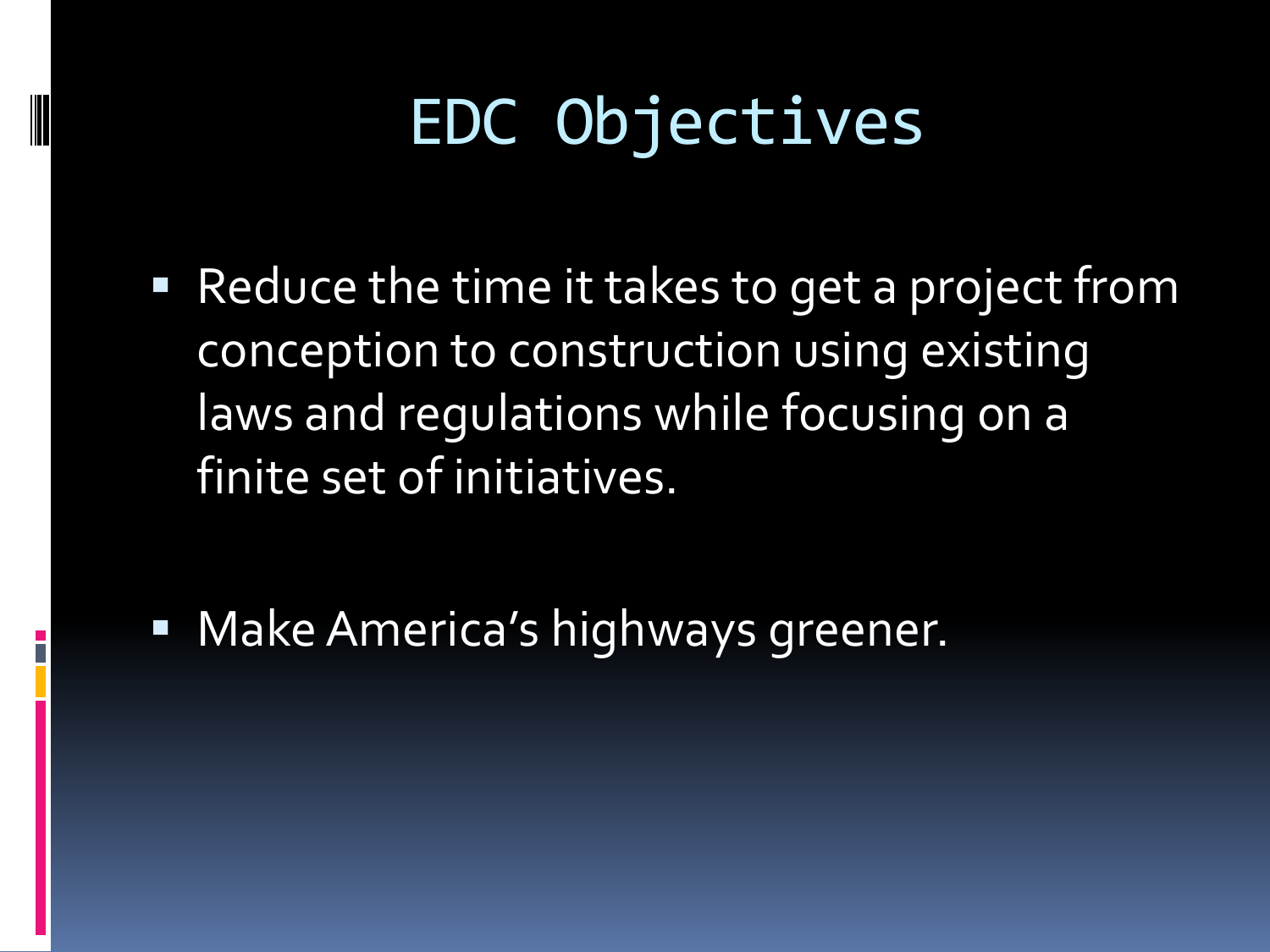# EDC Objectives

- Reduce the time it takes to get a project from conception to construction using existing laws and regulations while focusing on a finite set of initiatives.

- Make America's highways greener.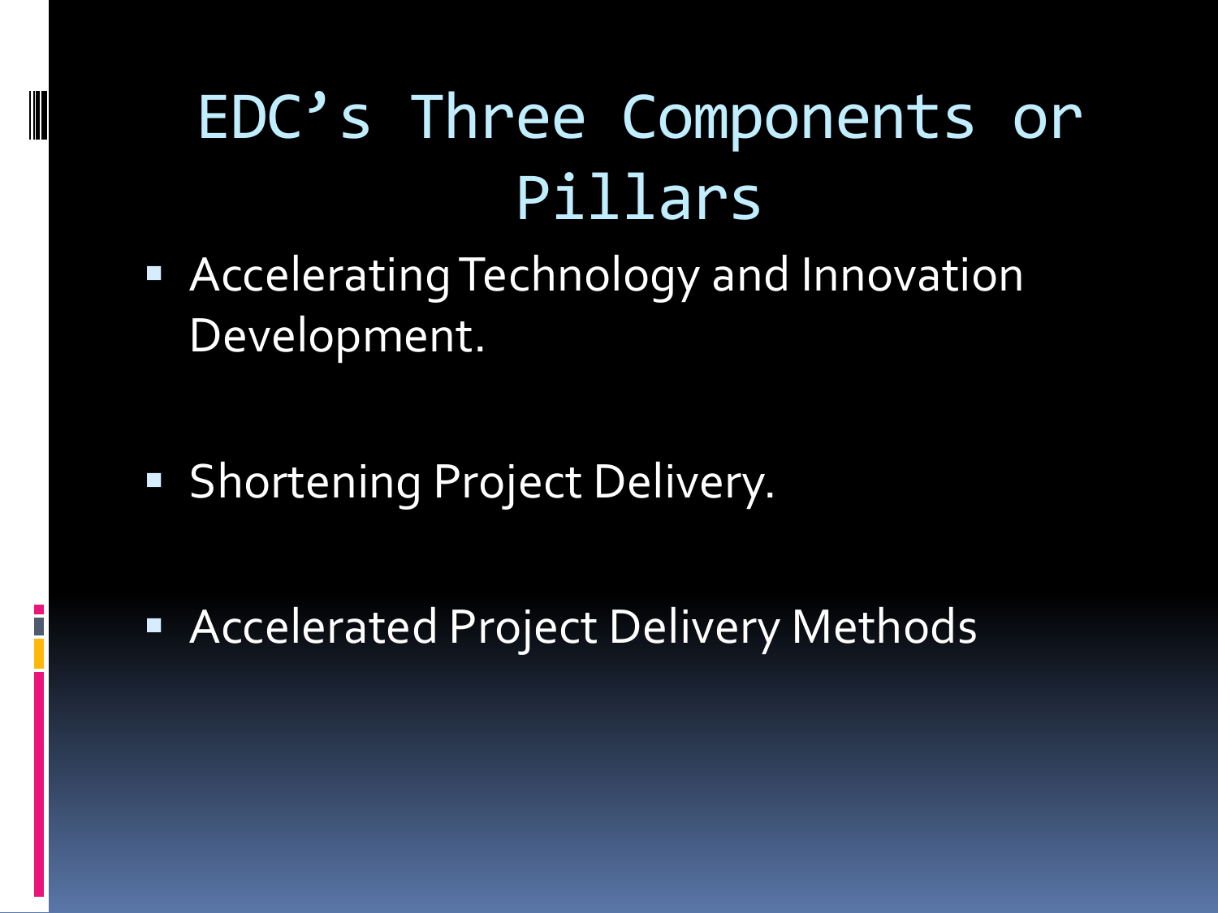# EDC's Three Components or Pillars

- Accelerating Technology and Innovation Development.
- Shortening Project Delivery.
- Accelerated Project Delivery Methods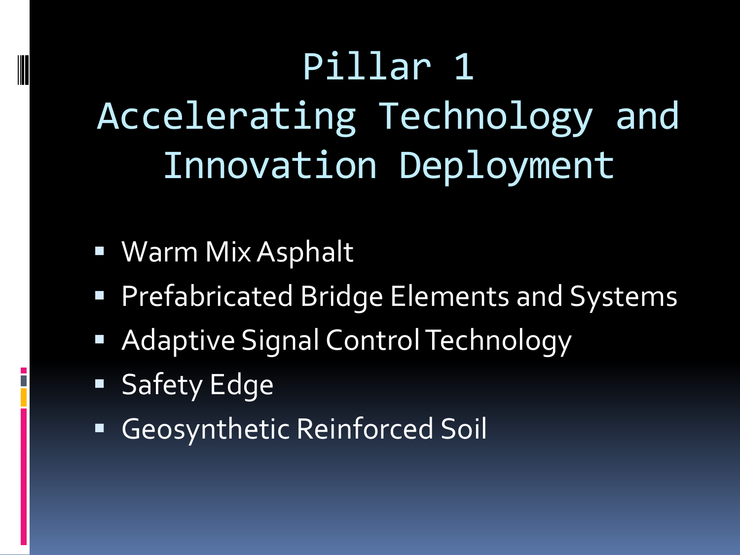# Pillar 1
# Accelerating Technology and Innovation Deployment

- Warm Mix Asphalt
- Prefabricated Bridge Elements and Systems
- Adaptive Signal Control Technology
- Safety Edge
- Geosynthetic Reinforced Soil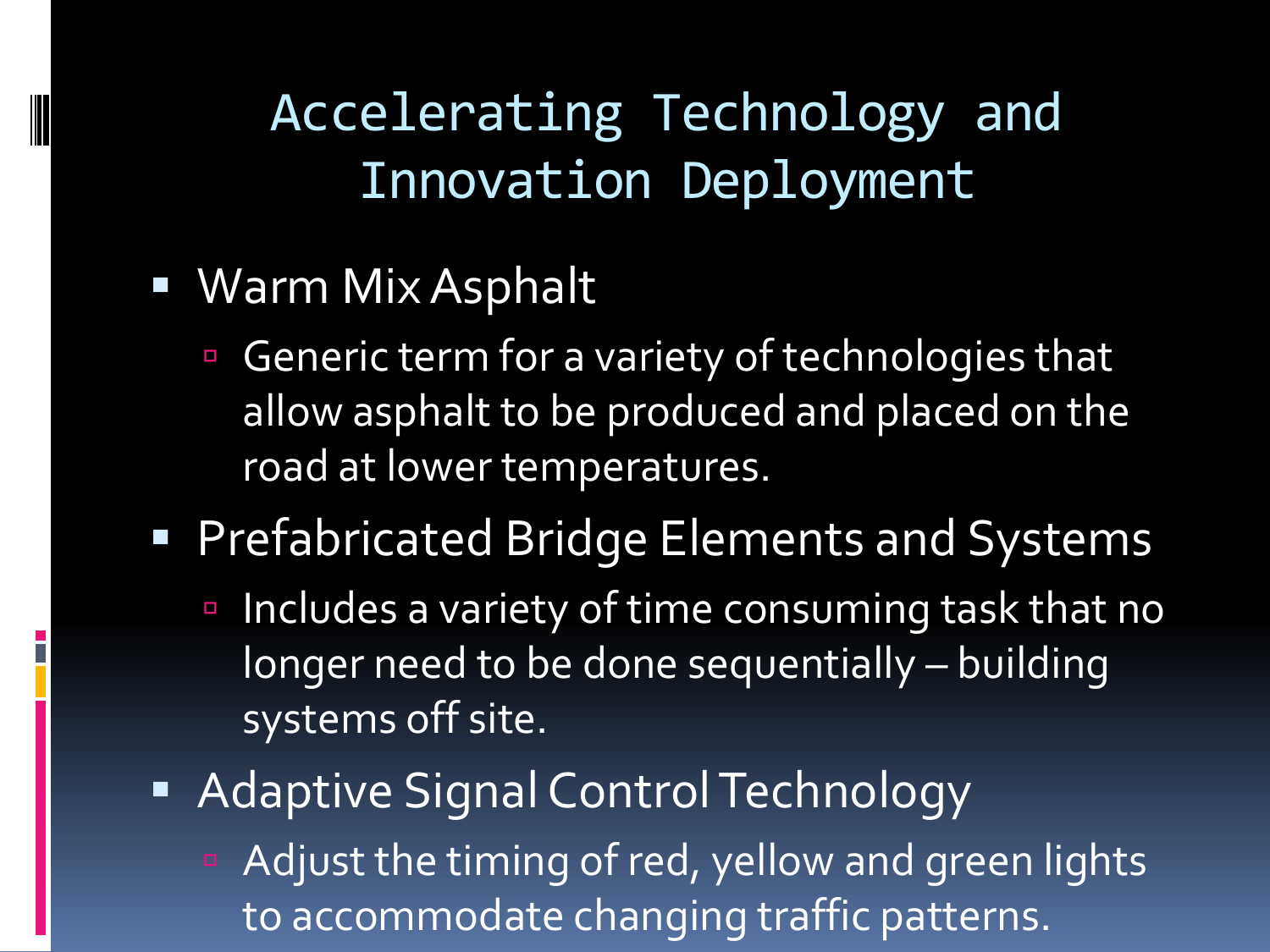# Accelerating Technology and Innovation Deployment

- Warm Mix Asphalt
  - Generic term for a variety of technologies that allow asphalt to be produced and placed on the road at lower temperatures.
- Prefabricated Bridge Elements and Systems
  - Includes a variety of time consuming task that no longer need to be done sequentially – building systems off site.
- Adaptive Signal Control Technology
  - Adjust the timing of red, yellow and green lights to accommodate changing traffic patterns.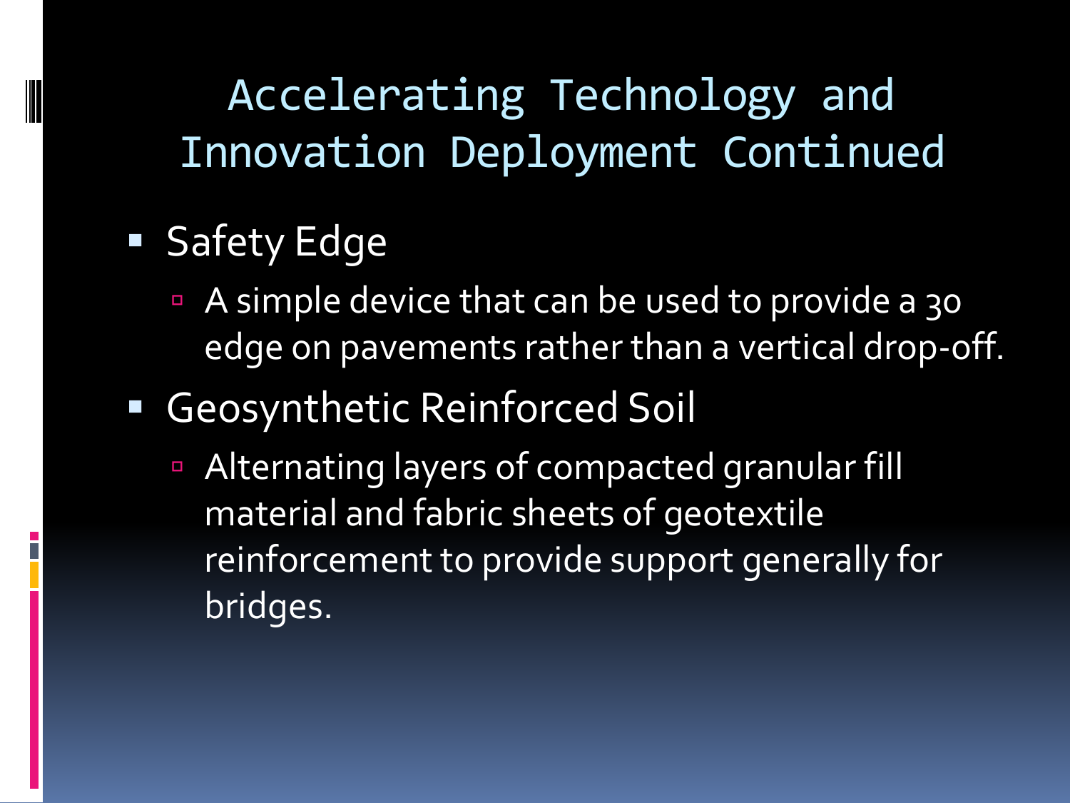# Accelerating Technology and Innovation Deployment Continued

- Safety Edge
  - A simple device that can be used to provide a 30 edge on pavements rather than a vertical drop-off.
- Geosynthetic Reinforced Soil
  - Alternating layers of compacted granular fill material and fabric sheets of geotextile reinforcement to provide support generally for bridges.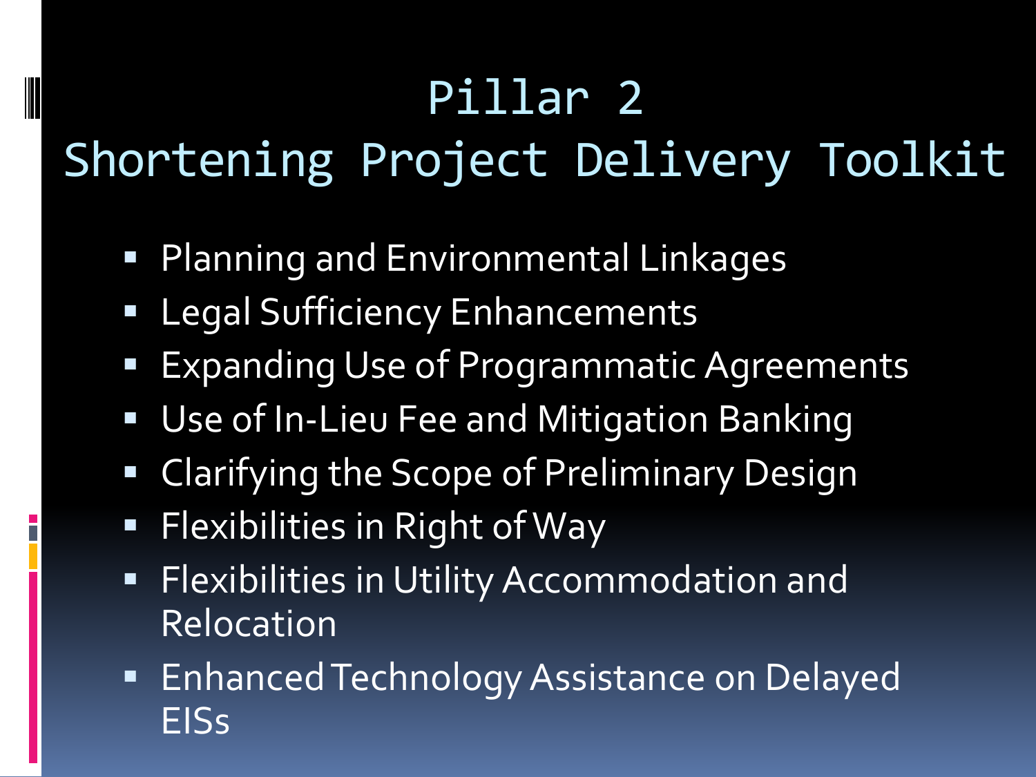# Pillar 2
# Shortening Project Delivery Toolkit

- Planning and Environmental Linkages
- Legal Sufficiency Enhancements
- Expanding Use of Programmatic Agreements
- Use of In-Lieu Fee and Mitigation Banking
- Clarifying the Scope of Preliminary Design
- Flexibilities in Right of Way
- Flexibilities in Utility Accommodation and Relocation
- Enhanced Technology Assistance on Delayed EISs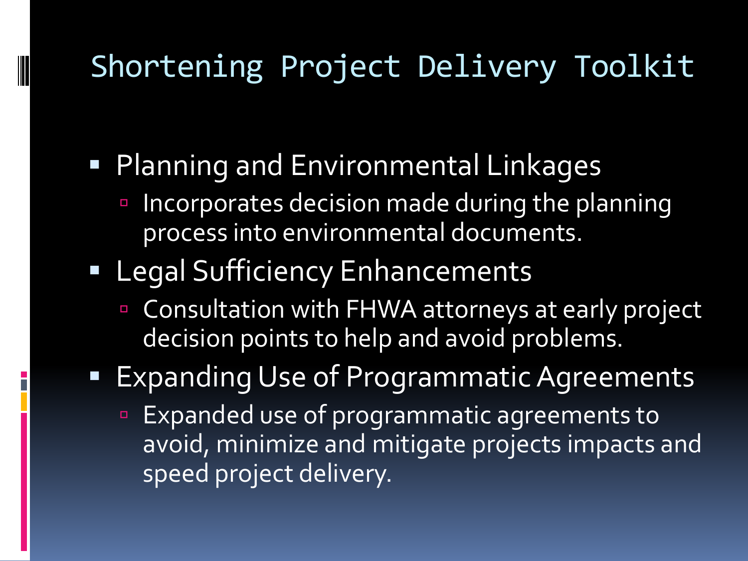# Shortening Project Delivery Toolkit

- Planning and Environmental Linkages
  - Incorporates decision made during the planning process into environmental documents.
- Legal Sufficiency Enhancements
  - Consultation with FHWA attorneys at early project decision points to help and avoid problems.
- Expanding Use of Programmatic Agreements
  - Expanded use of programmatic agreements to avoid, minimize and mitigate projects impacts and speed project delivery.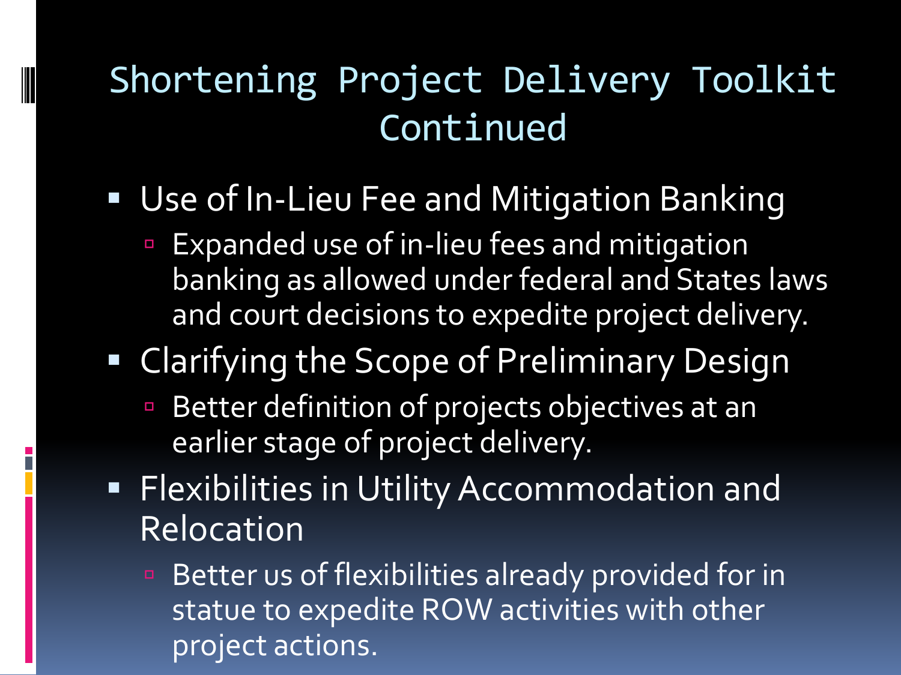# Shortening Project Delivery Toolkit Continued

- Use of In-Lieu Fee and Mitigation Banking
  - Expanded use of in-lieu fees and mitigation banking as allowed under federal and States laws and court decisions to expedite project delivery.
- Clarifying the Scope of Preliminary Design
  - Better definition of projects objectives at an earlier stage of project delivery.
- Flexibilities in Utility Accommodation and Relocation
  - Better us of flexibilities already provided for in statue to expedite ROW activities with other project actions.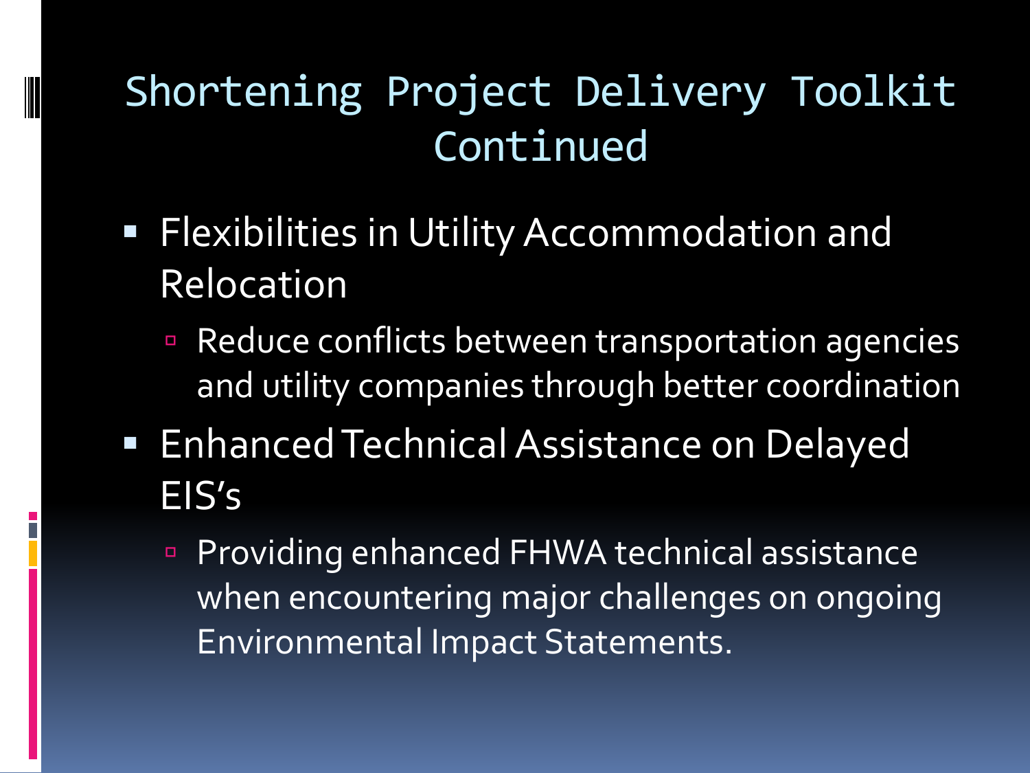# Shortening Project Delivery Toolkit Continued

- Flexibilities in Utility Accommodation and Relocation
  - Reduce conflicts between transportation agencies and utility companies through better coordination
- Enhanced Technical Assistance on Delayed EIS's
  - Providing enhanced FHWA technical assistance when encountering major challenges on ongoing Environmental Impact Statements.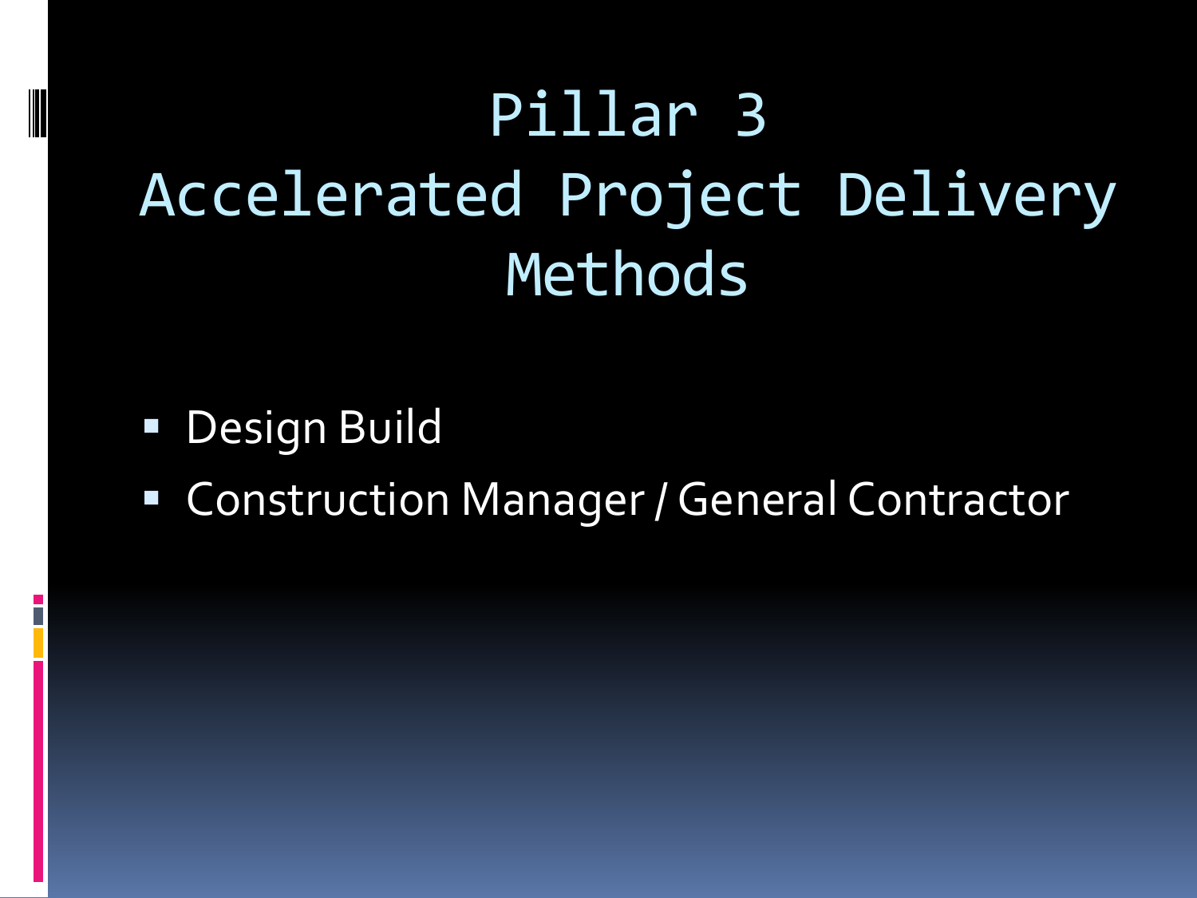# Pillar 3
# Accelerated Project Delivery Methods

- Design Build
- Construction Manager / General Contractor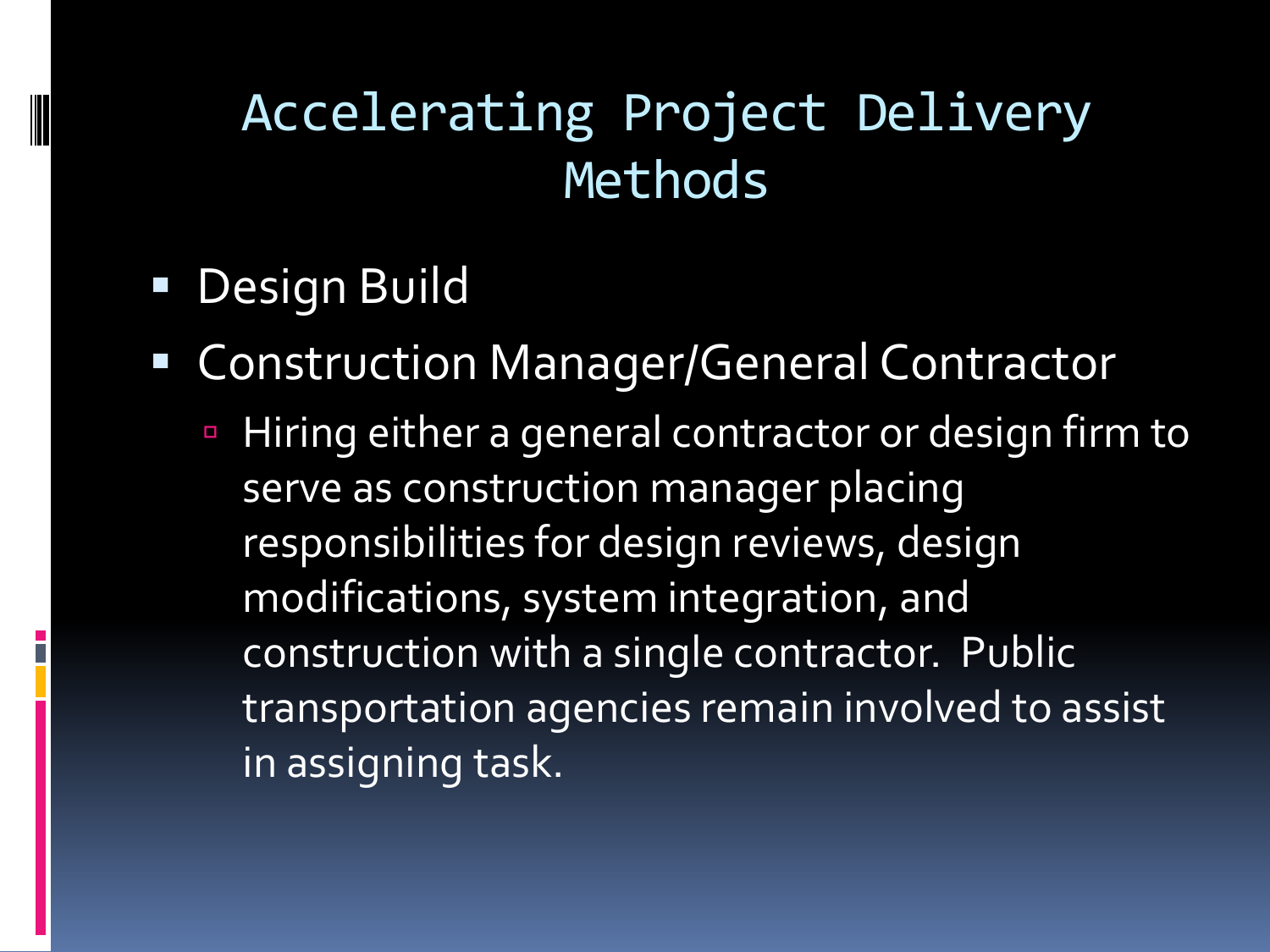# Accelerating Project Delivery Methods

- Design Build
- Construction Manager/General Contractor
  - Hiring either a general contractor or design firm to serve as construction manager placing responsibilities for design reviews, design modifications, system integration, and construction with a single contractor. Public transportation agencies remain involved to assist in assigning task.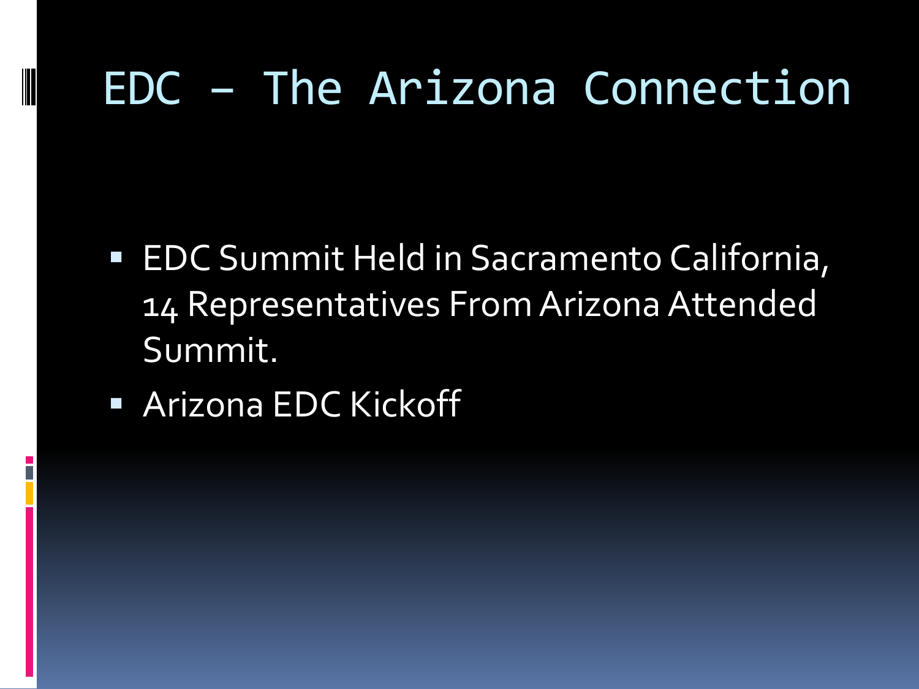# EDC – The Arizona Connection

- EDC Summit Held in Sacramento California, 14 Representatives From Arizona Attended Summit.
- Arizona EDC Kickoff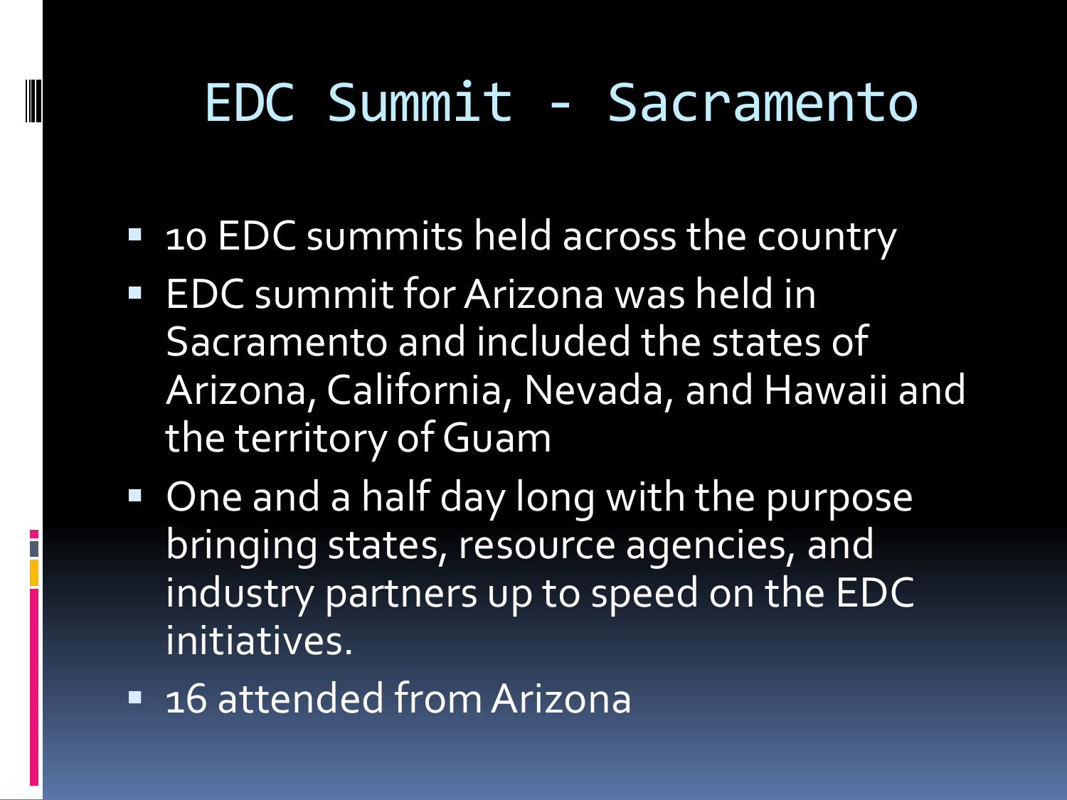# EDC Summit - Sacramento

- 10 EDC summits held across the country
- EDC summit for Arizona was held in Sacramento and included the states of Arizona, California, Nevada, and Hawaii and the territory of Guam
- One and a half day long with the purpose bringing states, resource agencies, and industry partners up to speed on the EDC initiatives.
- 16 attended from Arizona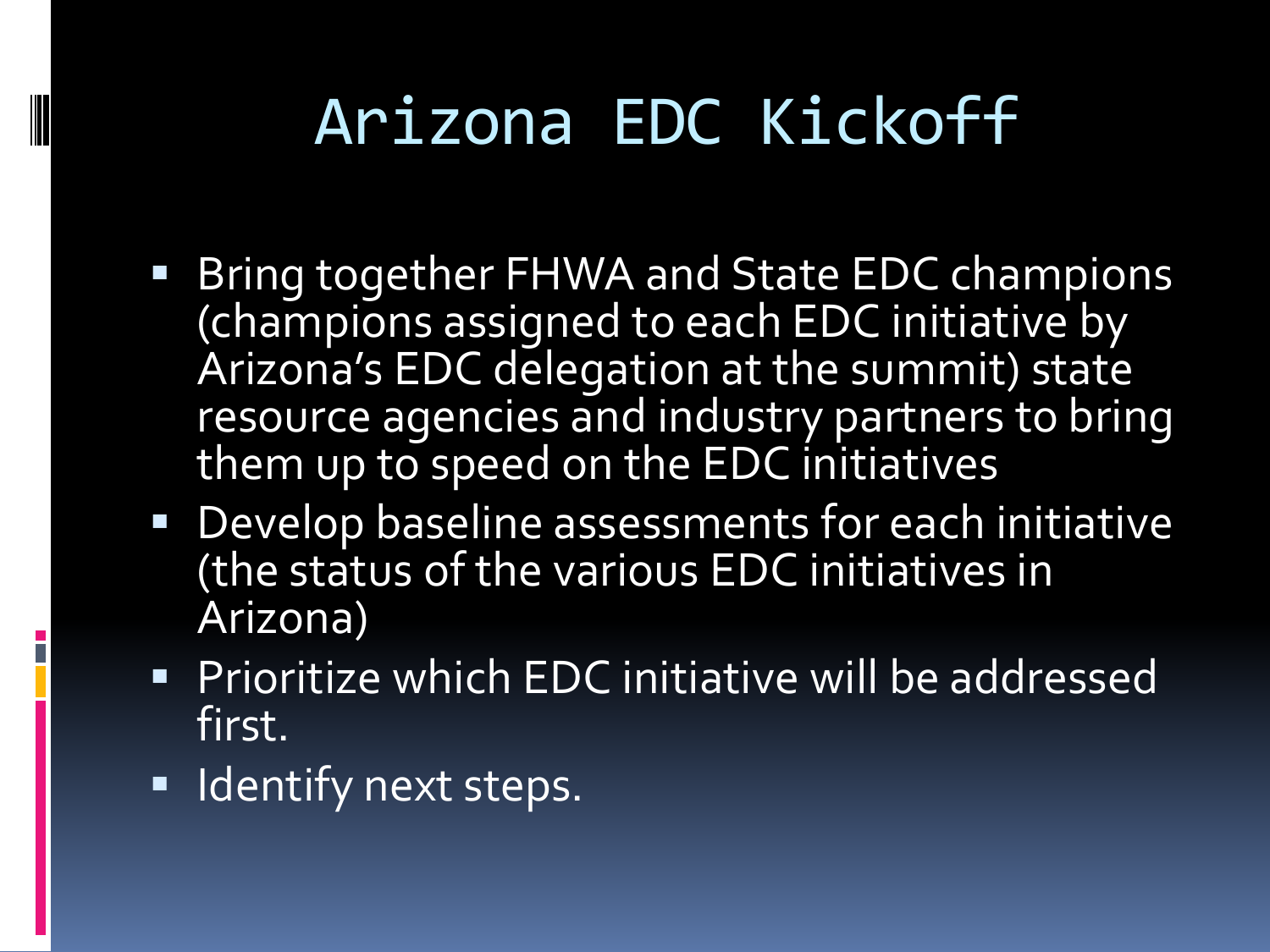# Arizona EDC Kickoff

- Bring together FHWA and State EDC champions (champions assigned to each EDC initiative by Arizona's EDC delegation at the summit) state resource agencies and industry partners to bring them up to speed on the EDC initiatives
- Develop baseline assessments for each initiative (the status of the various EDC initiatives in Arizona)
- Prioritize which EDC initiative will be addressed first.
- Identify next steps.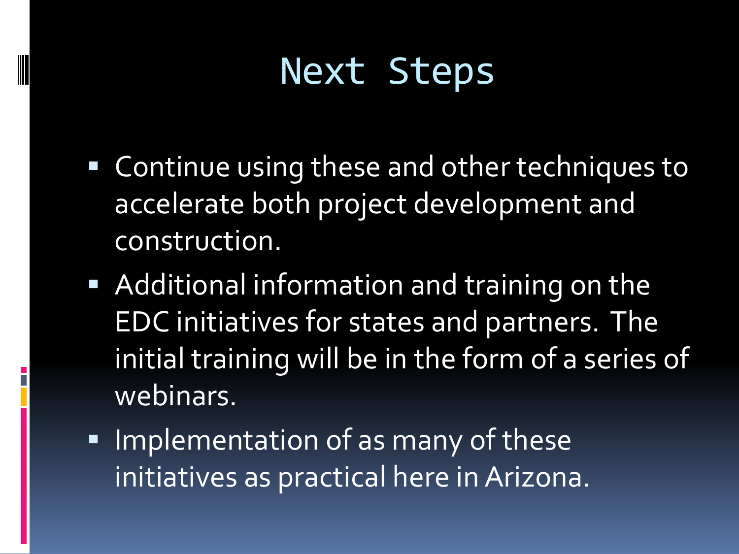# Next Steps

- Continue using these and other techniques to accelerate both project development and construction.
- Additional information and training on the EDC initiatives for states and partners. The initial training will be in the form of a series of webinars.
- Implementation of as many of these initiatives as practical here in Arizona.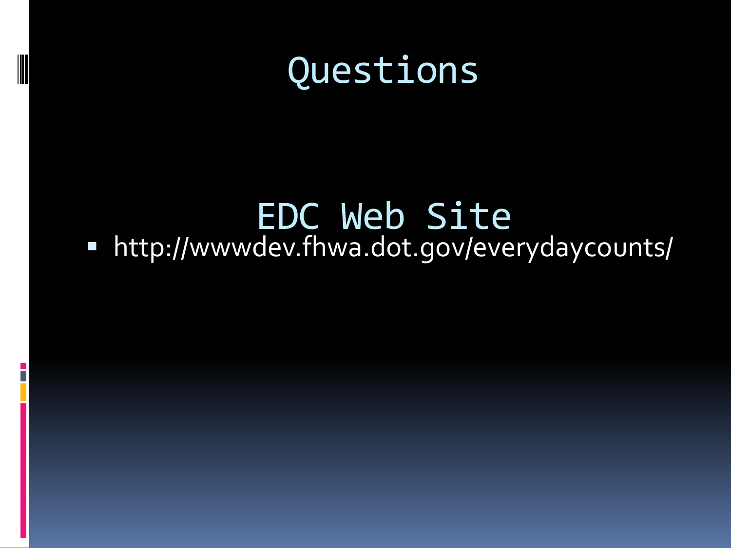# Questions

## EDC Web Site

- http://wwwdev.fhwa.dot.gov/everydaycounts/